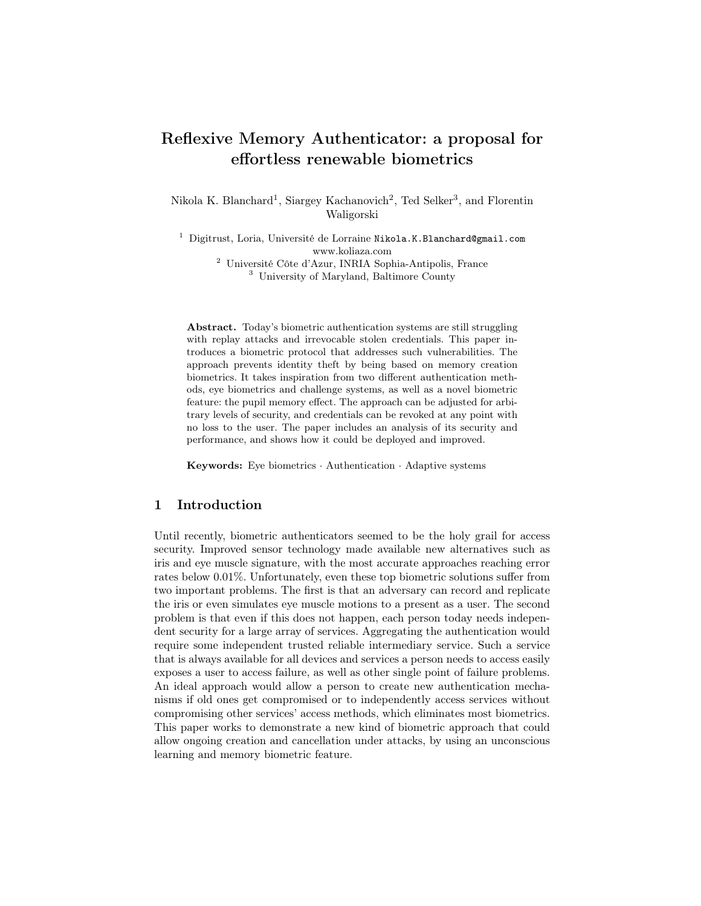# Reflexive Memory Authenticator: a proposal for effortless renewable biometrics

Nikola K. Blanchard[1], Siargey Kachanovich[2], Ted Selker[3], and Florentin Waligorski

[1] Digitrust, Loria, Université de Lorraine Nikola.K.Blanchard@gmail.com www.koliaza.com
[2] Université Côte d'Azur, INRIA Sophia-Antipolis, France
[3] University of Maryland, Baltimore County

**Abstract.** Today's biometric authentication systems are still struggling with replay attacks and irrevocable stolen credentials. This paper introduces a biometric protocol that addresses such vulnerabilities. The approach prevents identity theft by being based on memory creation biometrics. It takes inspiration from two different authentication methods, eye biometrics and challenge systems, as well as a novel biometric feature: the pupil memory effect. The approach can be adjusted for arbitrary levels of security, and credentials can be revoked at any point with no loss to the user. The paper includes an analysis of its security and performance, and shows how it could be deployed and improved.

**Keywords:** Eye biometrics · Authentication · Adaptive systems

## 1 Introduction

Until recently, biometric authenticators seemed to be the holy grail for access security. Improved sensor technology made available new alternatives such as iris and eye muscle signature, with the most accurate approaches reaching error rates below 0.01%. Unfortunately, even these top biometric solutions suffer from two important problems. The first is that an adversary can record and replicate the iris or even simulates eye muscle motions to a present as a user. The second problem is that even if this does not happen, each person today needs independent security for a large array of services. Aggregating the authentication would require some independent trusted reliable intermediary service. Such a service that is always available for all devices and services a person needs to access easily exposes a user to access failure, as well as other single point of failure problems. An ideal approach would allow a person to create new authentication mechanisms if old ones get compromised or to independently access services without compromising other services' access methods, which eliminates most biometrics. This paper works to demonstrate a new kind of biometric approach that could allow ongoing creation and cancellation under attacks, by using an unconscious learning and memory biometric feature.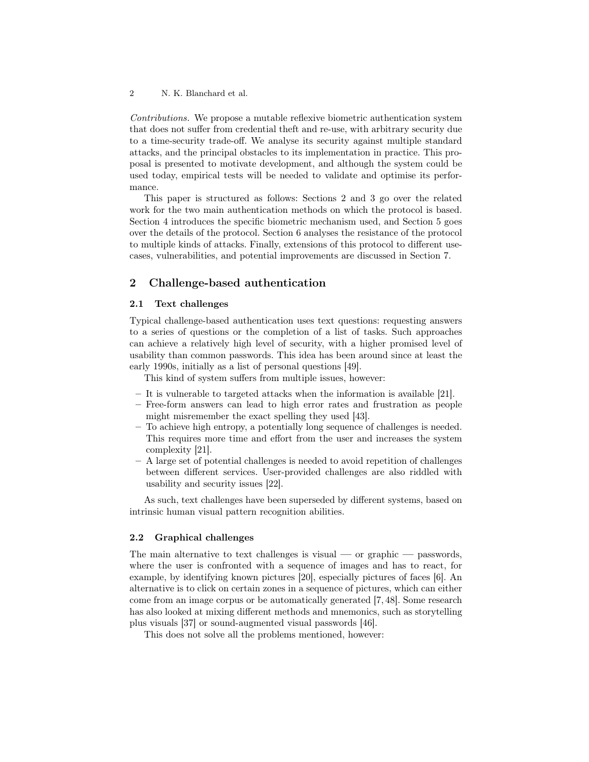*Contributions.* We propose a mutable reflexive biometric authentication system that does not suffer from credential theft and re-use, with arbitrary security due to a time-security trade-off. We analyse its security against multiple standard attacks, and the principal obstacles to its implementation in practice. This proposal is presented to motivate development, and although the system could be used today, empirical tests will be needed to validate and optimise its performance.

This paper is structured as follows: Sections 2 and 3 go over the related work for the two main authentication methods on which the protocol is based. Section 4 introduces the specific biometric mechanism used, and Section 5 goes over the details of the protocol. Section 6 analyses the resistance of the protocol to multiple kinds of attacks. Finally, extensions of this protocol to different use-cases, vulnerabilities, and potential improvements are discussed in Section 7.

## 2 Challenge-based authentication

### 2.1 Text challenges

Typical challenge-based authentication uses text questions: requesting answers to a series of questions or the completion of a list of tasks. Such approaches can achieve a relatively high level of security, with a higher promised level of usability than common passwords. This idea has been around since at least the early 1990s, initially as a list of personal questions [49].

This kind of system suffers from multiple issues, however:

- It is vulnerable to targeted attacks when the information is available [21].
- Free-form answers can lead to high error rates and frustration as people might misremember the exact spelling they used [43].
- To achieve high entropy, a potentially long sequence of challenges is needed. This requires more time and effort from the user and increases the system complexity [21].
- A large set of potential challenges is needed to avoid repetition of challenges between different services. User-provided challenges are also riddled with usability and security issues [22].

As such, text challenges have been superseded by different systems, based on intrinsic human visual pattern recognition abilities.

### 2.2 Graphical challenges

The main alternative to text challenges is visual — or graphic — passwords, where the user is confronted with a sequence of images and has to react, for example, by identifying known pictures [20], especially pictures of faces [6]. An alternative is to click on certain zones in a sequence of pictures, which can either come from an image corpus or be automatically generated [7, 48]. Some research has also looked at mixing different methods and mnemonics, such as storytelling plus visuals [37] or sound-augmented visual passwords [46].

This does not solve all the problems mentioned, however: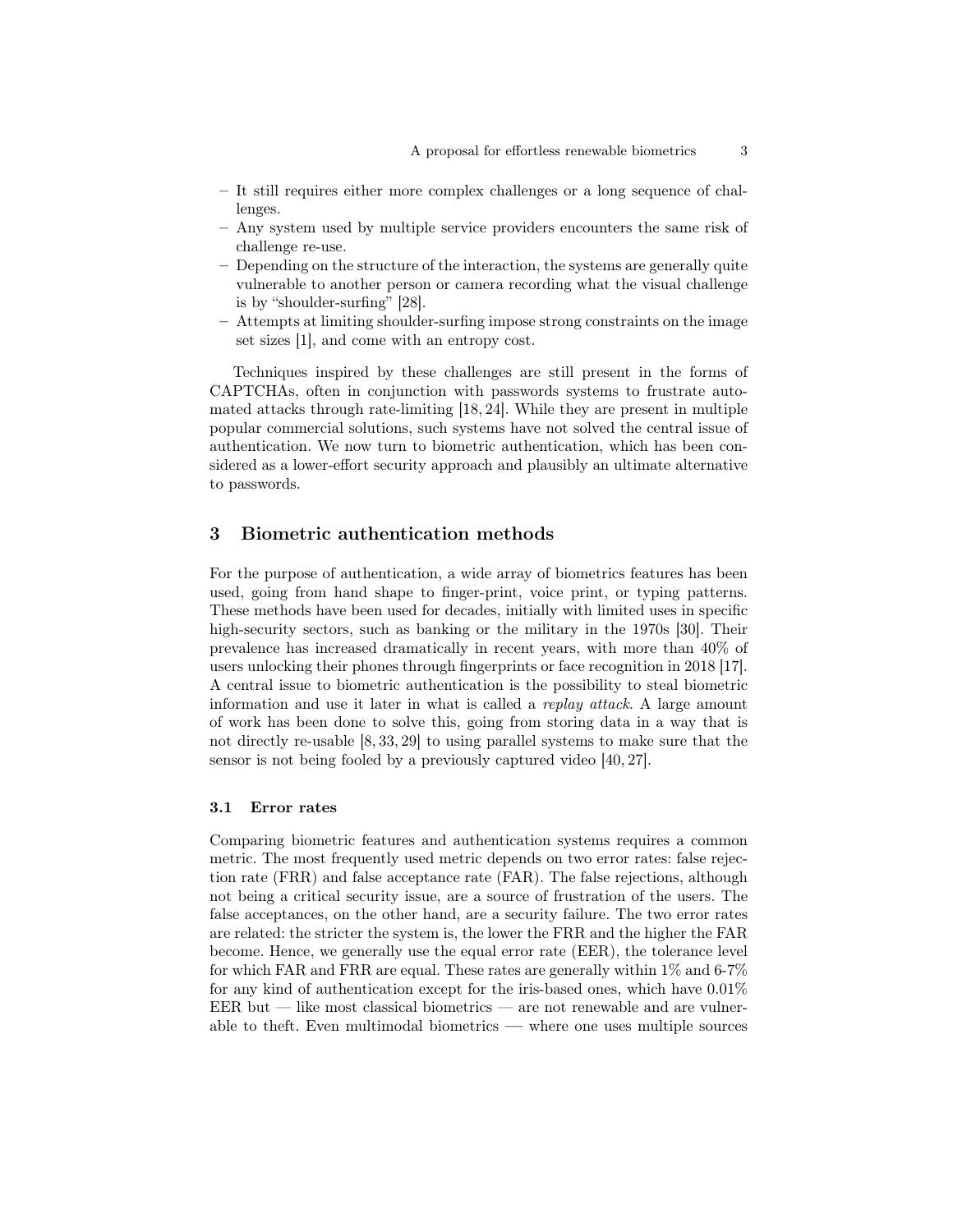- It still requires either more complex challenges or a long sequence of challenges.
- Any system used by multiple service providers encounters the same risk of challenge re-use.
- Depending on the structure of the interaction, the systems are generally quite vulnerable to another person or camera recording what the visual challenge is by "shoulder-surfing" [28].
- Attempts at limiting shoulder-surfing impose strong constraints on the image set sizes [1], and come with an entropy cost.

Techniques inspired by these challenges are still present in the forms of CAPTCHAs, often in conjunction with passwords systems to frustrate automated attacks through rate-limiting [18, 24]. While they are present in multiple popular commercial solutions, such systems have not solved the central issue of authentication. We now turn to biometric authentication, which has been considered as a lower-effort security approach and plausibly an ultimate alternative to passwords.

## 3 Biometric authentication methods

For the purpose of authentication, a wide array of biometrics features has been used, going from hand shape to finger-print, voice print, or typing patterns. These methods have been used for decades, initially with limited uses in specific high-security sectors, such as banking or the military in the 1970s [30]. Their prevalence has increased dramatically in recent years, with more than 40% of users unlocking their phones through fingerprints or face recognition in 2018 [17]. A central issue to biometric authentication is the possibility to steal biometric information and use it later in what is called a *replay attack*. A large amount of work has been done to solve this, going from storing data in a way that is not directly re-usable [8, 33, 29] to using parallel systems to make sure that the sensor is not being fooled by a previously captured video [40, 27].

### 3.1 Error rates

Comparing biometric features and authentication systems requires a common metric. The most frequently used metric depends on two error rates: false rejection rate (FRR) and false acceptance rate (FAR). The false rejections, although not being a critical security issue, are a source of frustration of the users. The false acceptances, on the other hand, are a security failure. The two error rates are related: the stricter the system is, the lower the FRR and the higher the FAR become. Hence, we generally use the equal error rate (EER), the tolerance level for which FAR and FRR are equal. These rates are generally within 1% and 6-7% for any kind of authentication except for the iris-based ones, which have 0.01% EER but — like most classical biometrics — are not renewable and are vulnerable to theft. Even multimodal biometrics — where one uses multiple sources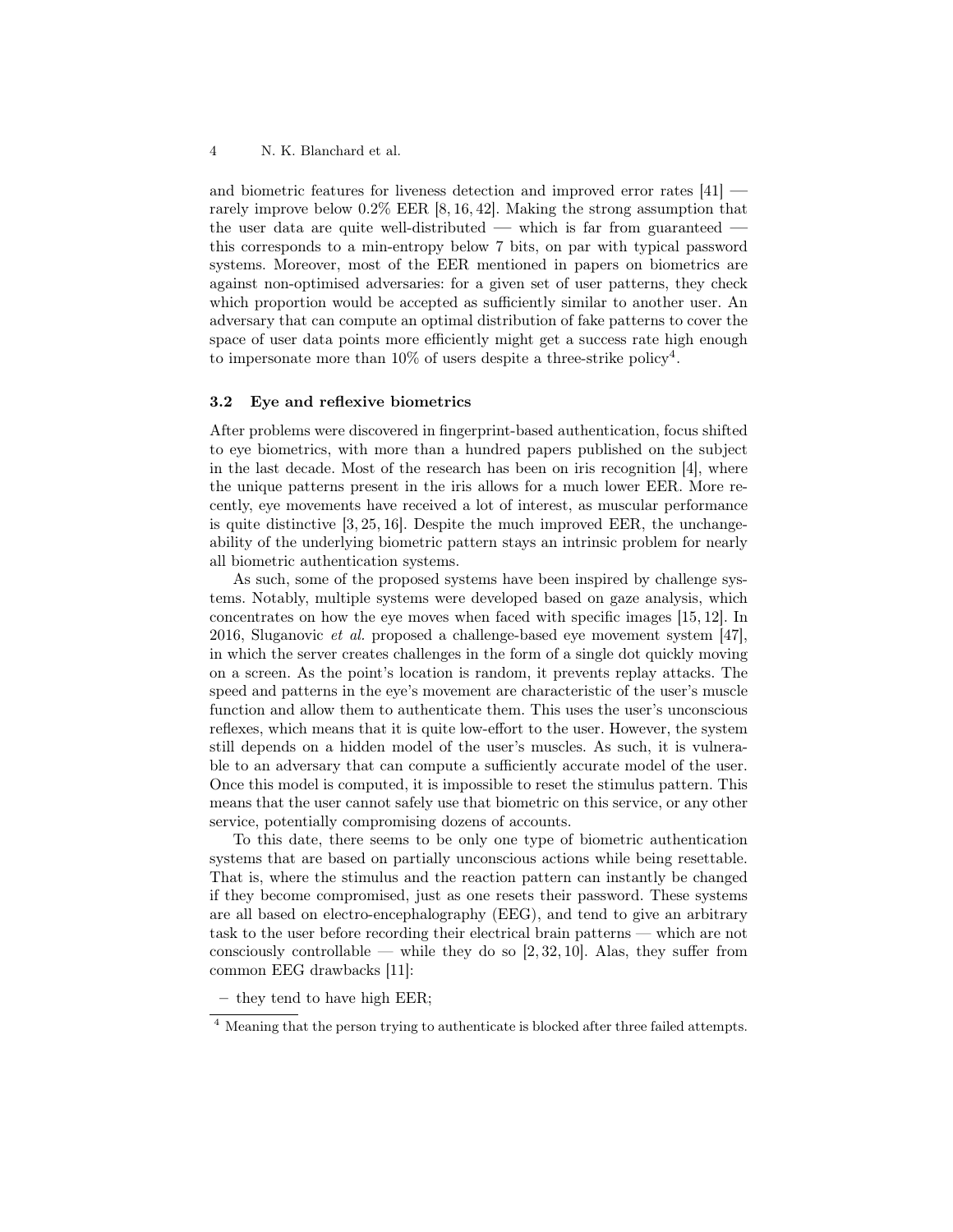and biometric features for liveness detection and improved error rates [41] — rarely improve below 0.2% EER [8, 16, 42]. Making the strong assumption that the user data are quite well-distributed — which is far from guaranteed — this corresponds to a min-entropy below 7 bits, on par with typical password systems. Moreover, most of the EER mentioned in papers on biometrics are against non-optimised adversaries: for a given set of user patterns, they check which proportion would be accepted as sufficiently similar to another user. An adversary that can compute an optimal distribution of fake patterns to cover the space of user data points more efficiently might get a success rate high enough to impersonate more than 10% of users despite a three-strike policy[4].

### 3.2 Eye and reflexive biometrics

After problems were discovered in fingerprint-based authentication, focus shifted to eye biometrics, with more than a hundred papers published on the subject in the last decade. Most of the research has been on iris recognition [4], where the unique patterns present in the iris allows for a much lower EER. More recently, eye movements have received a lot of interest, as muscular performance is quite distinctive [3, 25, 16]. Despite the much improved EER, the unchangeability of the underlying biometric pattern stays an intrinsic problem for nearly all biometric authentication systems.

As such, some of the proposed systems have been inspired by challenge systems. Notably, multiple systems were developed based on gaze analysis, which concentrates on how the eye moves when faced with specific images [15, 12]. In 2016, Sluganovic *et al.* proposed a challenge-based eye movement system [47], in which the server creates challenges in the form of a single dot quickly moving on a screen. As the point's location is random, it prevents replay attacks. The speed and patterns in the eye's movement are characteristic of the user's muscle function and allow them to authenticate them. This uses the user's unconscious reflexes, which means that it is quite low-effort to the user. However, the system still depends on a hidden model of the user's muscles. As such, it is vulnerable to an adversary that can compute a sufficiently accurate model of the user. Once this model is computed, it is impossible to reset the stimulus pattern. This means that the user cannot safely use that biometric on this service, or any other service, potentially compromising dozens of accounts.

To this date, there seems to be only one type of biometric authentication systems that are based on partially unconscious actions while being resettable. That is, where the stimulus and the reaction pattern can instantly be changed if they become compromised, just as one resets their password. These systems are all based on electro-encephalography (EEG), and tend to give an arbitrary task to the user before recording their electrical brain patterns — which are not consciously controllable — while they do so [2, 32, 10]. Alas, they suffer from common EEG drawbacks [11]:

- they tend to have high EER;

[4] Meaning that the person trying to authenticate is blocked after three failed attempts.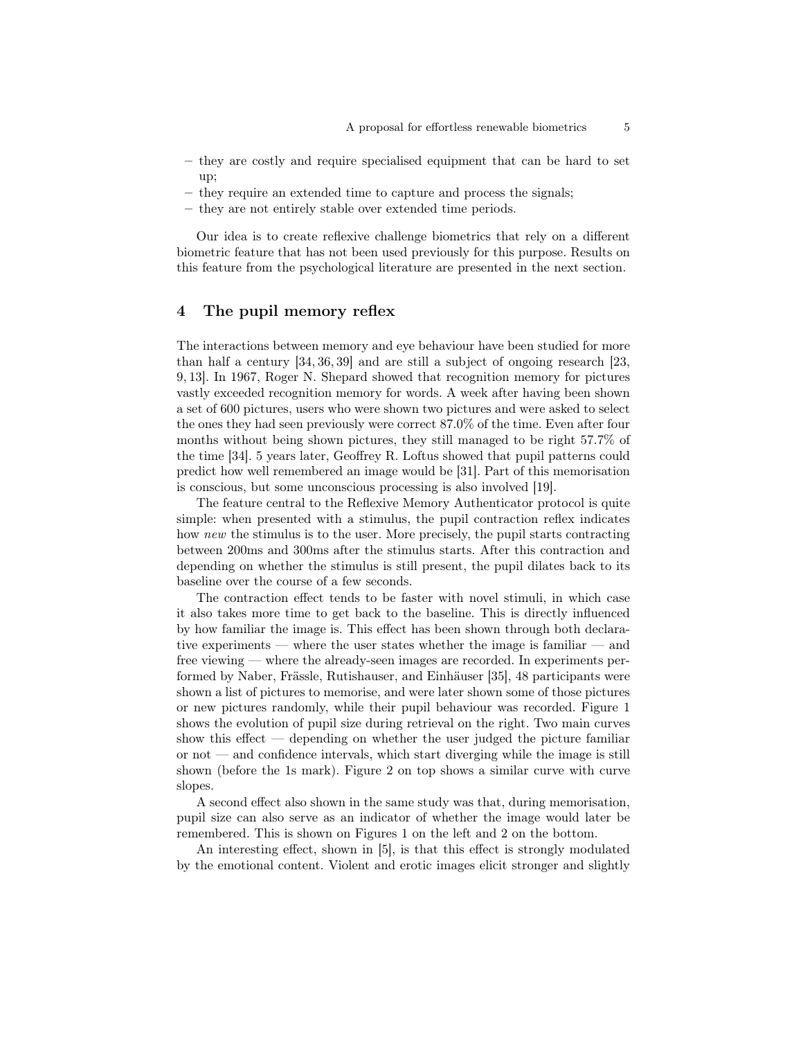- they are costly and require specialised equipment that can be hard to set up;
- they require an extended time to capture and process the signals;
- they are not entirely stable over extended time periods.

Our idea is to create reflexive challenge biometrics that rely on a different biometric feature that has not been used previously for this purpose. Results on this feature from the psychological literature are presented in the next section.

## 4 The pupil memory reflex

The interactions between memory and eye behaviour have been studied for more than half a century [34, 36, 39] and are still a subject of ongoing research [23, 9, 13]. In 1967, Roger N. Shepard showed that recognition memory for pictures vastly exceeded recognition memory for words. A week after having been shown a set of 600 pictures, users who were shown two pictures and were asked to select the ones they had seen previously were correct 87.0% of the time. Even after four months without being shown pictures, they still managed to be right 57.7% of the time [34]. 5 years later, Geoffrey R. Loftus showed that pupil patterns could predict how well remembered an image would be [31]. Part of this memorisation is conscious, but some unconscious processing is also involved [19].

The feature central to the Reflexive Memory Authenticator protocol is quite simple: when presented with a stimulus, the pupil contraction reflex indicates how *new* the stimulus is to the user. More precisely, the pupil starts contracting between 200ms and 300ms after the stimulus starts. After this contraction and depending on whether the stimulus is still present, the pupil dilates back to its baseline over the course of a few seconds.

The contraction effect tends to be faster with novel stimuli, in which case it also takes more time to get back to the baseline. This is directly influenced by how familiar the image is. This effect has been shown through both declarative experiments — where the user states whether the image is familiar — and free viewing — where the already-seen images are recorded. In experiments performed by Naber, Frässle, Rutishauser, and Einhäuser [35], 48 participants were shown a list of pictures to memorise, and were later shown some of those pictures or new pictures randomly, while their pupil behaviour was recorded. Figure 1 shows the evolution of pupil size during retrieval on the right. Two main curves show this effect — depending on whether the user judged the picture familiar or not — and confidence intervals, which start diverging while the image is still shown (before the 1s mark). Figure 2 on top shows a similar curve with curve slopes.

A second effect also shown in the same study was that, during memorisation, pupil size can also serve as an indicator of whether the image would later be remembered. This is shown on Figures 1 on the left and 2 on the bottom.

An interesting effect, shown in [5], is that this effect is strongly modulated by the emotional content. Violent and erotic images elicit stronger and slightly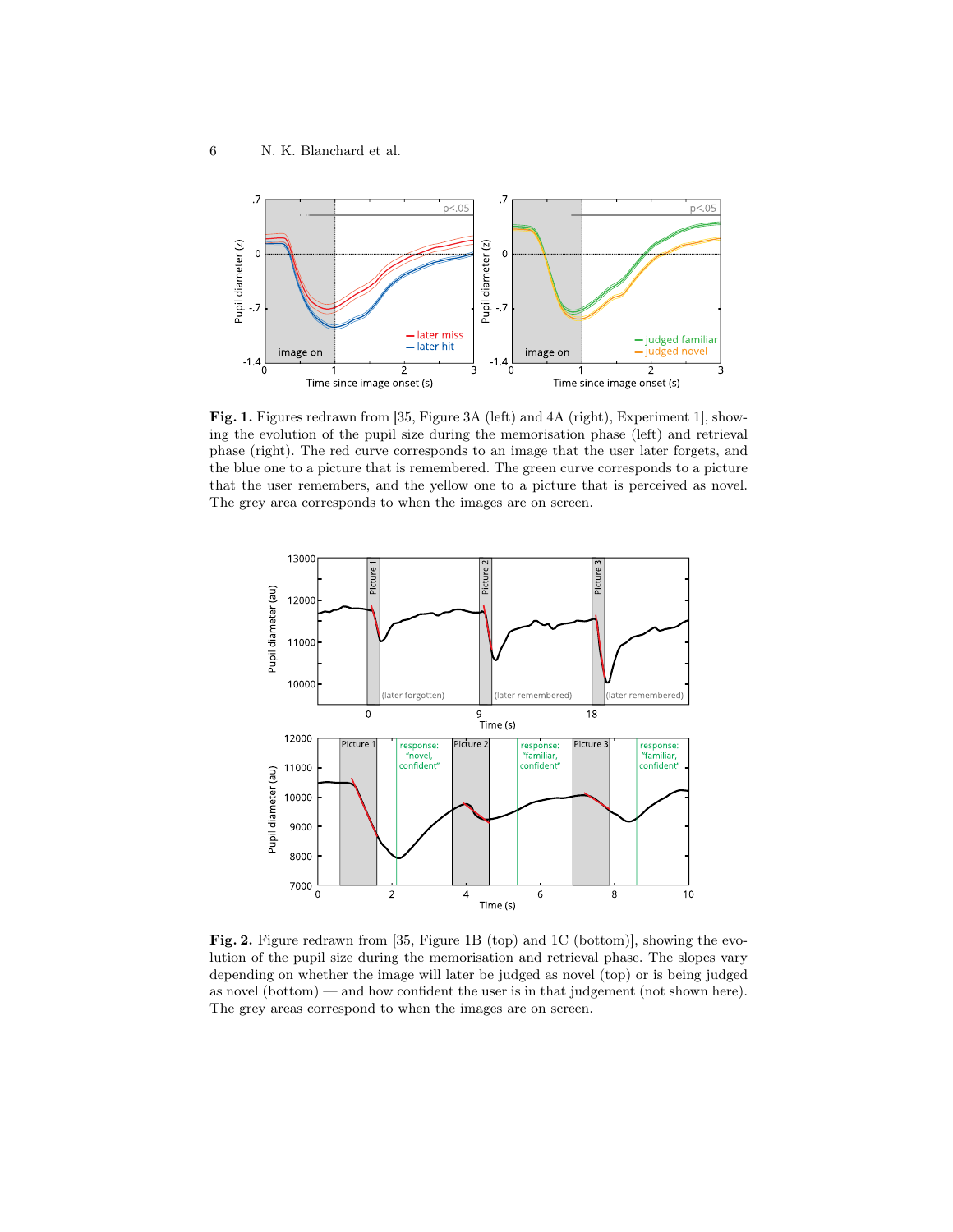**Fig. 1.** Figures redrawn from [35, Figure 3A (left) and 4A (right), Experiment 1], showing the evolution of the pupil size during the memorisation phase (left) and retrieval phase (right). The red curve corresponds to an image that the user later forgets, and the blue one to a picture that is remembered. The green curve corresponds to a picture that the user remembers, and the yellow one to a picture that is perceived as novel. The grey area corresponds to when the images are on screen.

**Fig. 2.** Figure redrawn from [35, Figure 1B (top) and 1C (bottom)], showing the evolution of the pupil size during the memorisation and retrieval phase. The slopes vary depending on whether the image will later be judged as novel (top) or is being judged as novel (bottom) — and how confident the user is in that judgement (not shown here). The grey areas correspond to when the images are on screen.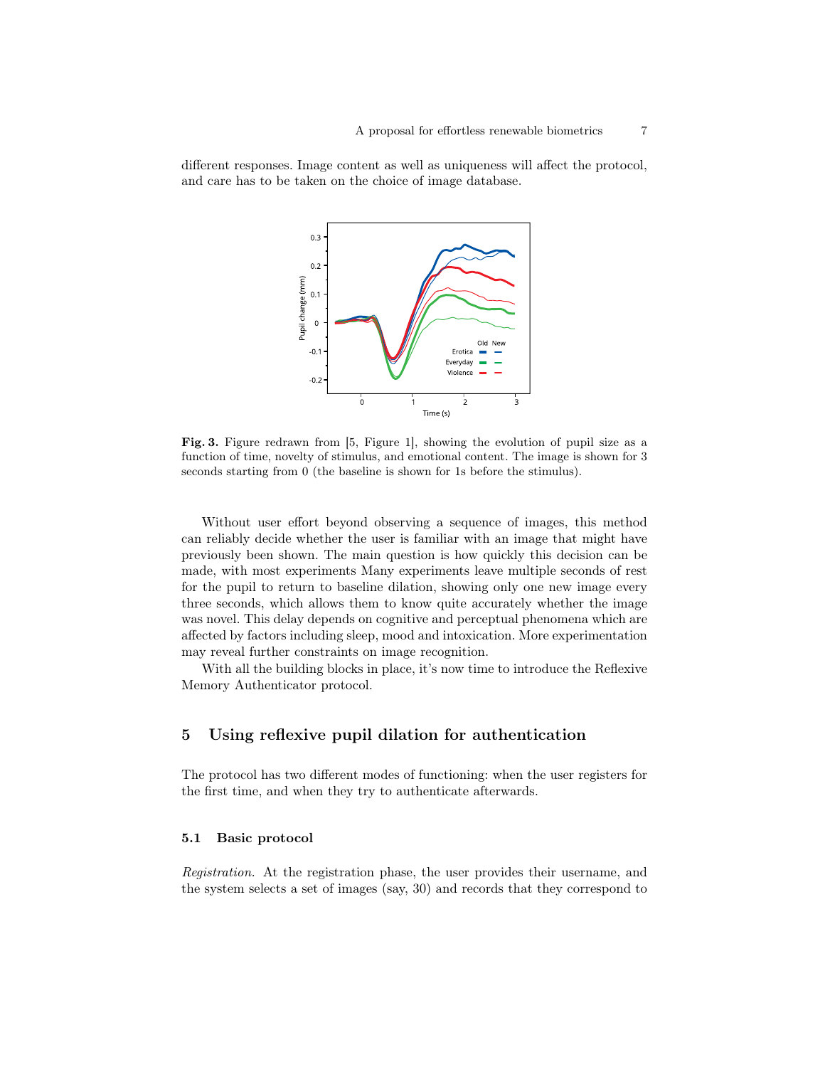different responses. Image content as well as uniqueness will affect the protocol, and care has to be taken on the choice of image database.

**Fig. 3.** Figure redrawn from [5, Figure 1], showing the evolution of pupil size as a function of time, novelty of stimulus, and emotional content. The image is shown for 3 seconds starting from 0 (the baseline is shown for 1s before the stimulus).

Without user effort beyond observing a sequence of images, this method can reliably decide whether the user is familiar with an image that might have previously been shown. The main question is how quickly this decision can be made, with most experiments Many experiments leave multiple seconds of rest for the pupil to return to baseline dilation, showing only one new image every three seconds, which allows them to know quite accurately whether the image was novel. This delay depends on cognitive and perceptual phenomena which are affected by factors including sleep, mood and intoxication. More experimentation may reveal further constraints on image recognition.

With all the building blocks in place, it's now time to introduce the Reflexive Memory Authenticator protocol.

## 5 Using reflexive pupil dilation for authentication

The protocol has two different modes of functioning: when the user registers for the first time, and when they try to authenticate afterwards.

### 5.1 Basic protocol

*Registration.* At the registration phase, the user provides their username, and the system selects a set of images (say, 30) and records that they correspond to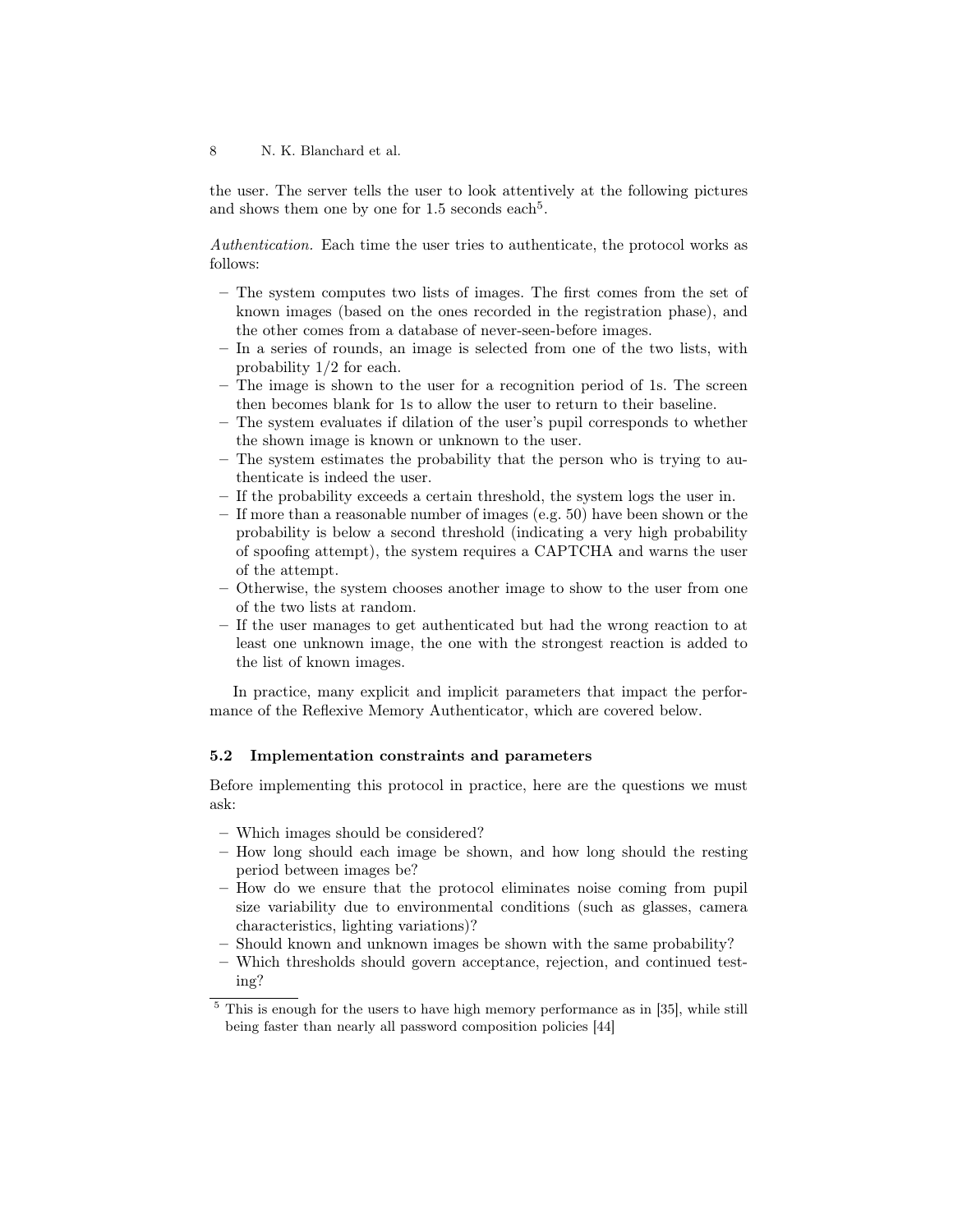the user. The server tells the user to look attentively at the following pictures and shows them one by one for 1.5 seconds each[5].

*Authentication.* Each time the user tries to authenticate, the protocol works as follows:

- The system computes two lists of images. The first comes from the set of known images (based on the ones recorded in the registration phase), and the other comes from a database of never-seen-before images.
- In a series of rounds, an image is selected from one of the two lists, with probability 1/2 for each.
- The image is shown to the user for a recognition period of 1s. The screen then becomes blank for 1s to allow the user to return to their baseline.
- The system evaluates if dilation of the user's pupil corresponds to whether the shown image is known or unknown to the user.
- The system estimates the probability that the person who is trying to authenticate is indeed the user.
- If the probability exceeds a certain threshold, the system logs the user in.
- If more than a reasonable number of images (e.g. 50) have been shown or the probability is below a second threshold (indicating a very high probability of spoofing attempt), the system requires a CAPTCHA and warns the user of the attempt.
- Otherwise, the system chooses another image to show to the user from one of the two lists at random.
- If the user manages to get authenticated but had the wrong reaction to at least one unknown image, the one with the strongest reaction is added to the list of known images.

In practice, many explicit and implicit parameters that impact the performance of the Reflexive Memory Authenticator, which are covered below.

### 5.2 Implementation constraints and parameters

Before implementing this protocol in practice, here are the questions we must ask:

- Which images should be considered?
- How long should each image be shown, and how long should the resting period between images be?
- How do we ensure that the protocol eliminates noise coming from pupil size variability due to environmental conditions (such as glasses, camera characteristics, lighting variations)?
- Should known and unknown images be shown with the same probability?
- Which thresholds should govern acceptance, rejection, and continued testing?

[5] This is enough for the users to have high memory performance as in [35], while still being faster than nearly all password composition policies [44]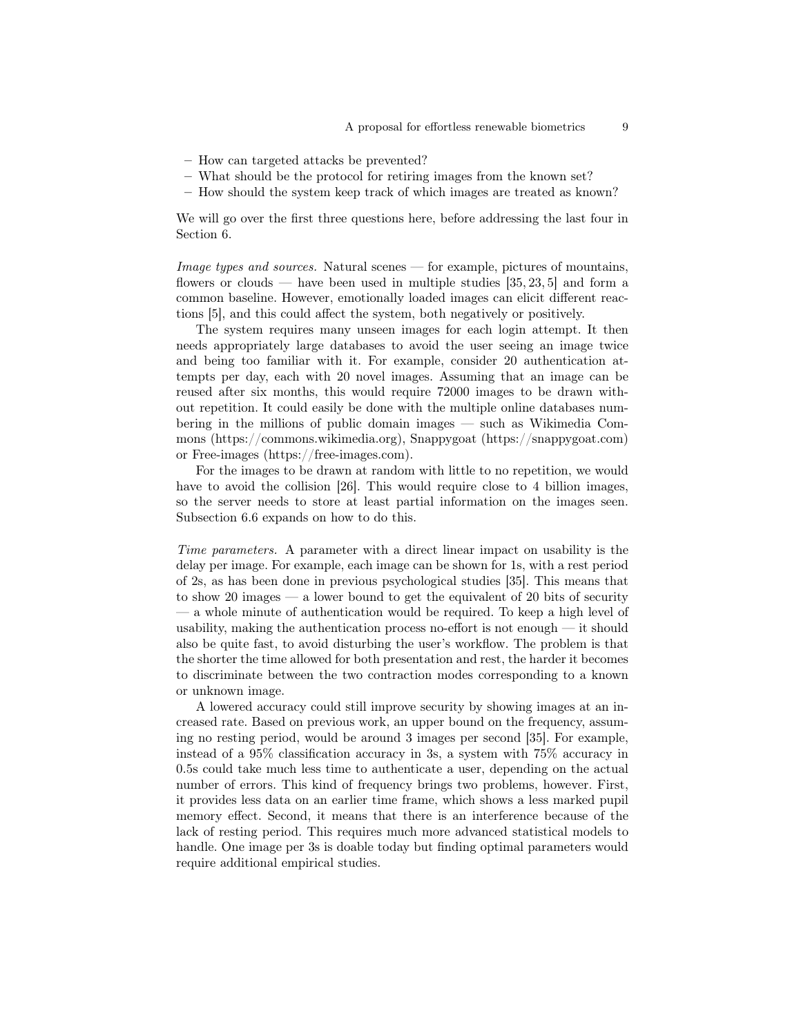- How can targeted attacks be prevented?
- What should be the protocol for retiring images from the known set?
- How should the system keep track of which images are treated as known?

We will go over the first three questions here, before addressing the last four in Section 6.

*Image types and sources.* Natural scenes — for example, pictures of mountains, flowers or clouds — have been used in multiple studies [35, 23, 5] and form a common baseline. However, emotionally loaded images can elicit different reactions [5], and this could affect the system, both negatively or positively.

The system requires many unseen images for each login attempt. It then needs appropriately large databases to avoid the user seeing an image twice and being too familiar with it. For example, consider 20 authentication attempts per day, each with 20 novel images. Assuming that an image can be reused after six months, this would require 72000 images to be drawn without repetition. It could easily be done with the multiple online databases numbering in the millions of public domain images — such as Wikimedia Commons (https://commons.wikimedia.org), Snappygoat (https://snappygoat.com) or Free-images (https://free-images.com).

For the images to be drawn at random with little to no repetition, we would have to avoid the collision [26]. This would require close to 4 billion images, so the server needs to store at least partial information on the images seen. Subsection 6.6 expands on how to do this.

*Time parameters.* A parameter with a direct linear impact on usability is the delay per image. For example, each image can be shown for 1s, with a rest period of 2s, as has been done in previous psychological studies [35]. This means that to show 20 images — a lower bound to get the equivalent of 20 bits of security — a whole minute of authentication would be required. To keep a high level of usability, making the authentication process no-effort is not enough — it should also be quite fast, to avoid disturbing the user's workflow. The problem is that the shorter the time allowed for both presentation and rest, the harder it becomes to discriminate between the two contraction modes corresponding to a known or unknown image.

A lowered accuracy could still improve security by showing images at an increased rate. Based on previous work, an upper bound on the frequency, assuming no resting period, would be around 3 images per second [35]. For example, instead of a 95% classification accuracy in 3s, a system with 75% accuracy in 0.5s could take much less time to authenticate a user, depending on the actual number of errors. This kind of frequency brings two problems, however. First, it provides less data on an earlier time frame, which shows a less marked pupil memory effect. Second, it means that there is an interference because of the lack of resting period. This requires much more advanced statistical models to handle. One image per 3s is doable today but finding optimal parameters would require additional empirical studies.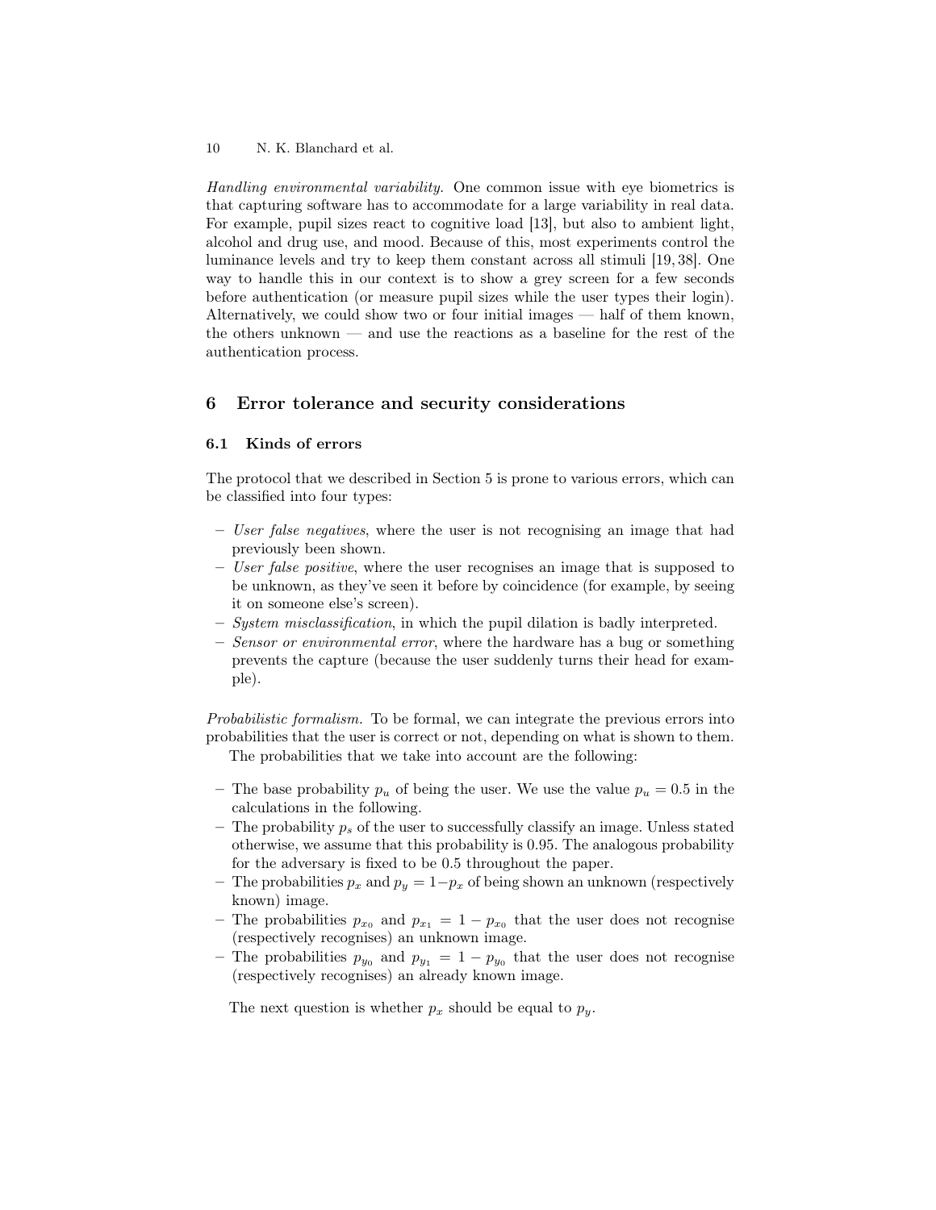*Handling environmental variability.* One common issue with eye biometrics is that capturing software has to accommodate for a large variability in real data. For example, pupil sizes react to cognitive load [13], but also to ambient light, alcohol and drug use, and mood. Because of this, most experiments control the luminance levels and try to keep them constant across all stimuli [19, 38]. One way to handle this in our context is to show a grey screen for a few seconds before authentication (or measure pupil sizes while the user types their login). Alternatively, we could show two or four initial images — half of them known, the others unknown — and use the reactions as a baseline for the rest of the authentication process.

## 6 Error tolerance and security considerations

### 6.1 Kinds of errors

The protocol that we described in Section 5 is prone to various errors, which can be classified into four types:

- *User false negatives*, where the user is not recognising an image that had previously been shown.
- *User false positive*, where the user recognises an image that is supposed to be unknown, as they've seen it before by coincidence (for example, by seeing it on someone else's screen).
- *System misclassification*, in which the pupil dilation is badly interpreted.
- *Sensor or environmental error*, where the hardware has a bug or something prevents the capture (because the user suddenly turns their head for example).

*Probabilistic formalism.* To be formal, we can integrate the previous errors into probabilities that the user is correct or not, depending on what is shown to them.

The probabilities that we take into account are the following:

- The base probability $p_u$ of being the user. We use the value $p_u = 0.5$ in the calculations in the following.
- The probability $p_s$ of the user to successfully classify an image. Unless stated otherwise, we assume that this probability is 0.95. The analogous probability for the adversary is fixed to be 0.5 throughout the paper.
- The probabilities $p_x$ and $p_y = 1 - p_x$ of being shown an unknown (respectively known) image.
- The probabilities $p_{x_0}$ and $p_{x_1} = 1 - p_{x_0}$ that the user does not recognise (respectively recognises) an unknown image.
- The probabilities $p_{y_0}$ and $p_{y_1} = 1 - p_{y_0}$ that the user does not recognise (respectively recognises) an already known image.

The next question is whether $p_x$ should be equal to $p_y$.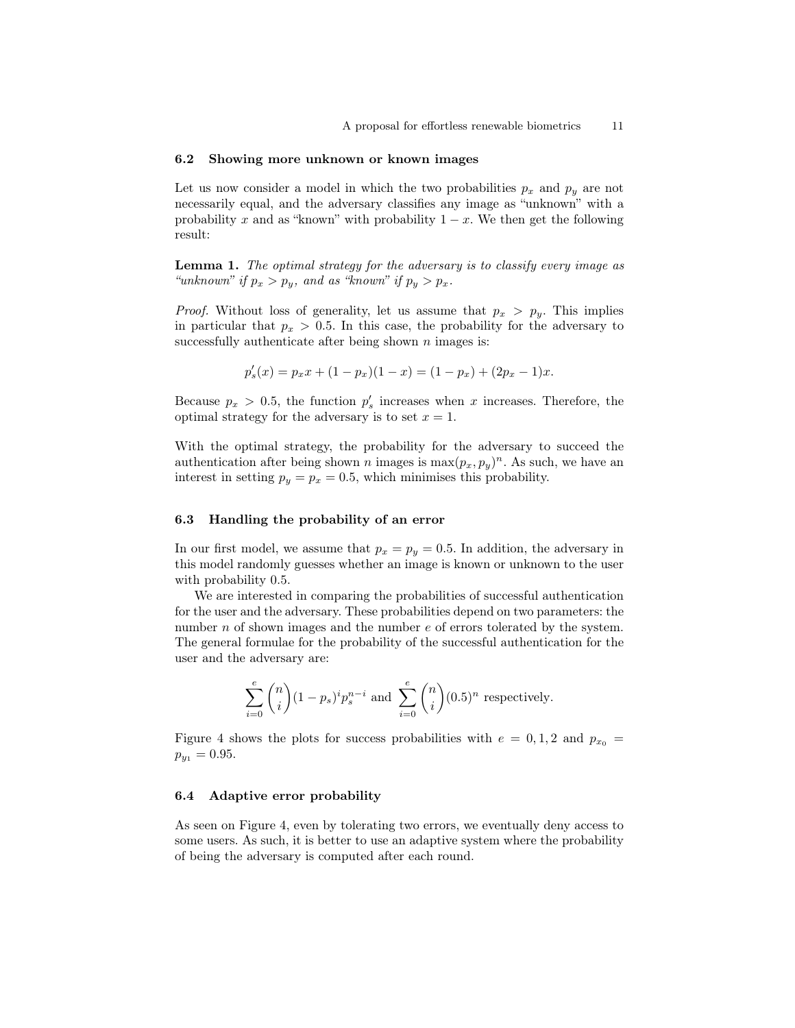### 6.2 Showing more unknown or known images

Let us now consider a model in which the two probabilities $p_x$ and $p_y$ are not necessarily equal, and the adversary classifies any image as "unknown" with a probability $x$ and as "known" with probability $1 - x$. We then get the following result:

**Lemma 1.** *The optimal strategy for the adversary is to classify every image as "unknown" if $p_x > p_y$, and as "known" if $p_y > p_x$.*

*Proof.* Without loss of generality, let us assume that $p_x > p_y$. This implies in particular that $p_x > 0.5$. In this case, the probability for the adversary to successfully authenticate after being shown $n$ images is:

$$p'_s(x) = p_x x + (1 - p_x)(1 - x) = (1 - p_x) + (2p_x - 1)x.$$

Because $p_x > 0.5$, the function $p'_s$ increases when $x$ increases. Therefore, the optimal strategy for the adversary is to set $x = 1$.

With the optimal strategy, the probability for the adversary to succeed the authentication after being shown $n$ images is $\max(p_x, p_y)^n$. As such, we have an interest in setting $p_y = p_x = 0.5$, which minimises this probability.

### 6.3 Handling the probability of an error

In our first model, we assume that $p_x = p_y = 0.5$. In addition, the adversary in this model randomly guesses whether an image is known or unknown to the user with probability 0.5.

We are interested in comparing the probabilities of successful authentication for the user and the adversary. These probabilities depend on two parameters: the number $n$ of shown images and the number $e$ of errors tolerated by the system. The general formulae for the probability of the successful authentication for the user and the adversary are:

$$\sum_{i=0}^{e} \binom{n}{i} (1 - p_s)^i p_s^{n-i} \text{ and } \sum_{i=0}^{e} \binom{n}{i} (0.5)^n \text{ respectively.}$$

Figure 4 shows the plots for success probabilities with $e = 0, 1, 2$ and $p_{x_0} = p_{y_1} = 0.95$.

### 6.4 Adaptive error probability

As seen on Figure 4, even by tolerating two errors, we eventually deny access to some users. As such, it is better to use an adaptive system where the probability of being the adversary is computed after each round.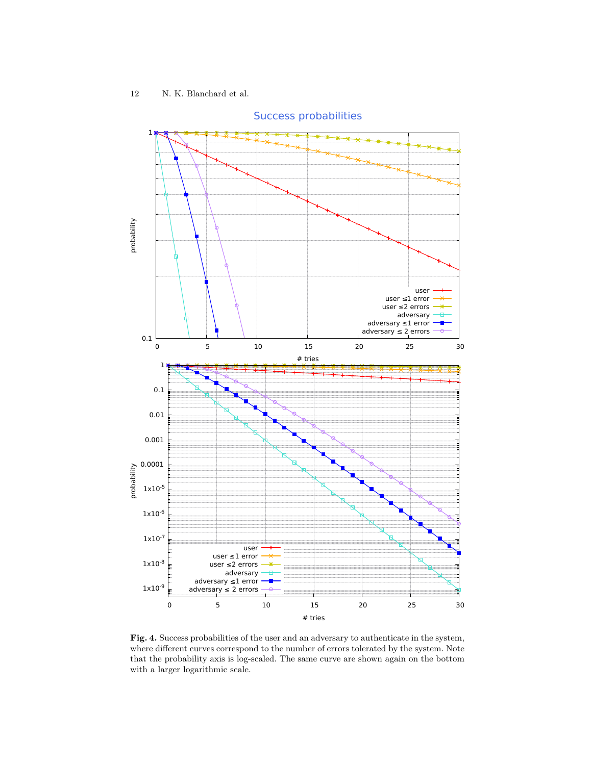**Fig. 4.** Success probabilities of the user and an adversary to authenticate in the system, where different curves correspond to the number of errors tolerated by the system. Note that the probability axis is log-scaled. The same curve are shown again on the bottom with a larger logarithmic scale.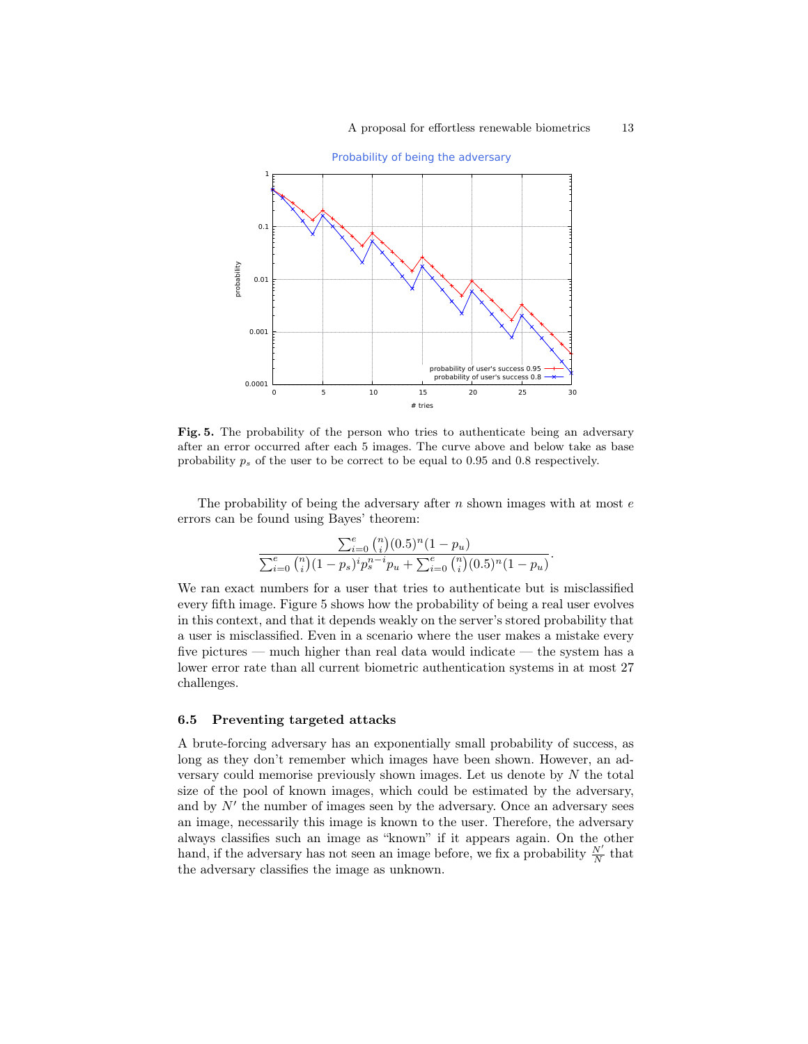**Fig. 5.** The probability of the person who tries to authenticate being an adversary after an error occurred after each 5 images. The curve above and below take as base probability $p_s$ of the user to be correct to be equal to 0.95 and 0.8 respectively.

The probability of being the adversary after $n$ shown images with at most $e$ errors can be found using Bayes' theorem:

$$\frac{\sum_{i=0}^{e} \binom{n}{i} (0.5)^n (1-p_u)}{\sum_{i=0}^{e} \binom{n}{i} (1-p_s)^i p_s^{n-i} p_u + \sum_{i=0}^{e} \binom{n}{i} (0.5)^n (1-p_u)}.$$

We ran exact numbers for a user that tries to authenticate but is misclassified every fifth image. Figure 5 shows how the probability of being a real user evolves in this context, and that it depends weakly on the server's stored probability that a user is misclassified. Even in a scenario where the user makes a mistake every five pictures — much higher than real data would indicate — the system has a lower error rate than all current biometric authentication systems in at most 27 challenges.

### 6.5 Preventing targeted attacks

A brute-forcing adversary has an exponentially small probability of success, as long as they don't remember which images have been shown. However, an adversary could memorise previously shown images. Let us denote by $N$ the total size of the pool of known images, which could be estimated by the adversary, and by $N'$ the number of images seen by the adversary. Once an adversary sees an image, necessarily this image is known to the user. Therefore, the adversary always classifies such an image as "known" if it appears again. On the other hand, if the adversary has not seen an image before, we fix a probability $\frac{N'}{N}$ that the adversary classifies the image as unknown.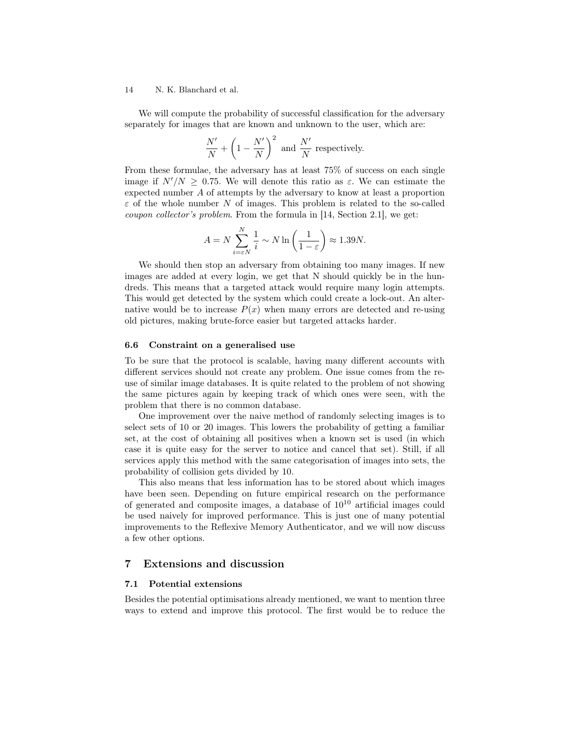We will compute the probability of successful classification for the adversary separately for images that are known and unknown to the user, which are:

$$\frac{N'}{N} + \left(1 - \frac{N'}{N}\right)^2 \text{ and } \frac{N'}{N} \text{ respectively.}$$

From these formulae, the adversary has at least 75% of success on each single image if $N'/N \geq 0.75$. We will denote this ratio as $\varepsilon$. We can estimate the expected number $A$ of attempts by the adversary to know at least a proportion $\varepsilon$ of the whole number $N$ of images. This problem is related to the so-called *coupon collector's problem*. From the formula in [14, Section 2.1], we get:

$$A = N \sum_{i=\varepsilon N}^{N} \frac{1}{i} \sim N \ln\left(\frac{1}{1-\varepsilon}\right) \approx 1.39N.$$

We should then stop an adversary from obtaining too many images. If new images are added at every login, we get that N should quickly be in the hundreds. This means that a targeted attack would require many login attempts. This would get detected by the system which could create a lock-out. An alternative would be to increase $P(x)$ when many errors are detected and re-using old pictures, making brute-force easier but targeted attacks harder.

### 6.6 Constraint on a generalised use

To be sure that the protocol is scalable, having many different accounts with different services should not create any problem. One issue comes from the re-use of similar image databases. It is quite related to the problem of not showing the same pictures again by keeping track of which ones were seen, with the problem that there is no common database.

One improvement over the naive method of randomly selecting images is to select sets of 10 or 20 images. This lowers the probability of getting a familiar set, at the cost of obtaining all positives when a known set is used (in which case it is quite easy for the server to notice and cancel that set). Still, if all services apply this method with the same categorisation of images into sets, the probability of collision gets divided by 10.

This also means that less information has to be stored about which images have been seen. Depending on future empirical research on the performance of generated and composite images, a database of $10^{10}$ artificial images could be used naively for improved performance. This is just one of many potential improvements to the Reflexive Memory Authenticator, and we will now discuss a few other options.

## 7 Extensions and discussion

### 7.1 Potential extensions

Besides the potential optimisations already mentioned, we want to mention three ways to extend and improve this protocol. The first would be to reduce the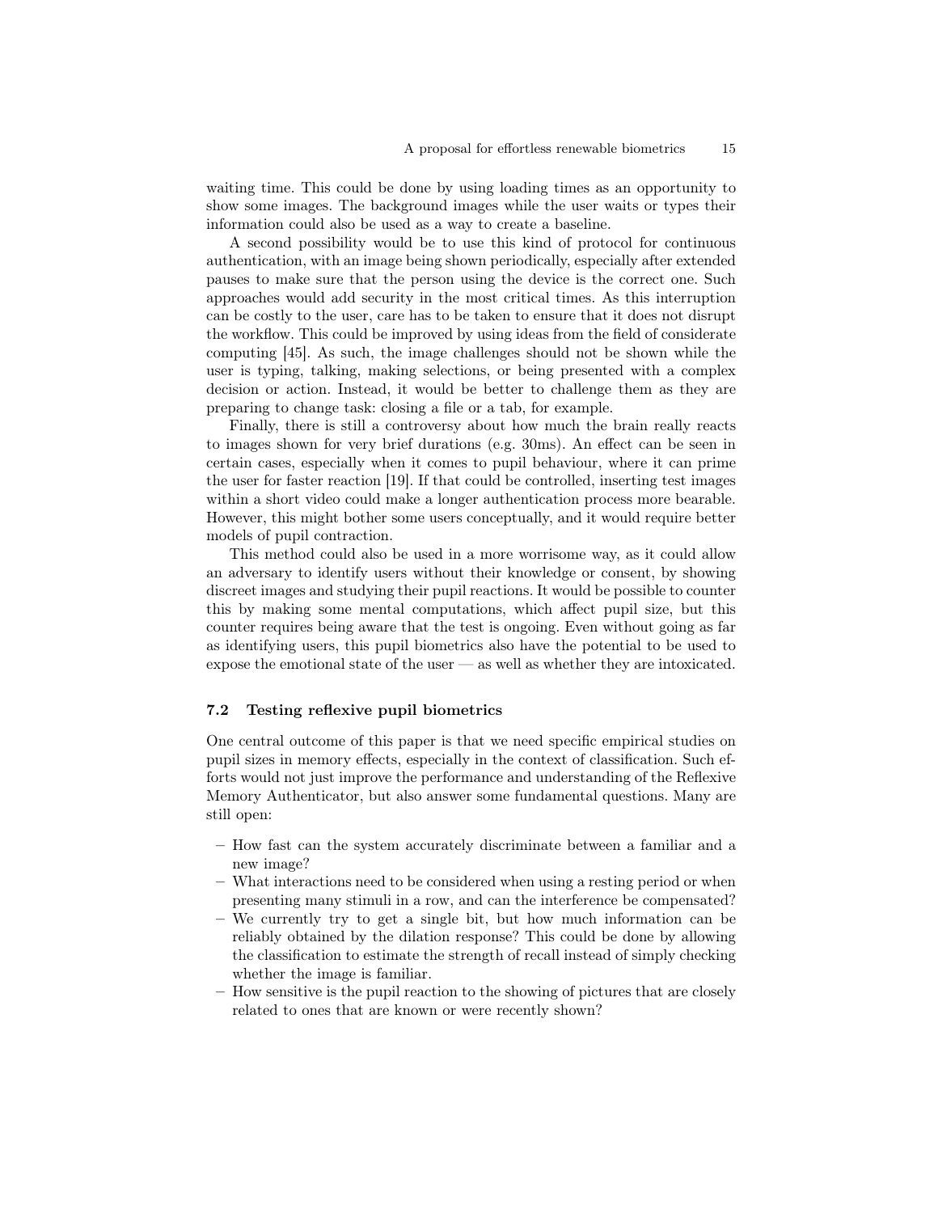waiting time. This could be done by using loading times as an opportunity to show some images. The background images while the user waits or types their information could also be used as a way to create a baseline.

A second possibility would be to use this kind of protocol for continuous authentication, with an image being shown periodically, especially after extended pauses to make sure that the person using the device is the correct one. Such approaches would add security in the most critical times. As this interruption can be costly to the user, care has to be taken to ensure that it does not disrupt the workflow. This could be improved by using ideas from the field of considerate computing [45]. As such, the image challenges should not be shown while the user is typing, talking, making selections, or being presented with a complex decision or action. Instead, it would be better to challenge them as they are preparing to change task: closing a file or a tab, for example.

Finally, there is still a controversy about how much the brain really reacts to images shown for very brief durations (e.g. 30ms). An effect can be seen in certain cases, especially when it comes to pupil behaviour, where it can prime the user for faster reaction [19]. If that could be controlled, inserting test images within a short video could make a longer authentication process more bearable. However, this might bother some users conceptually, and it would require better models of pupil contraction.

This method could also be used in a more worrisome way, as it could allow an adversary to identify users without their knowledge or consent, by showing discreet images and studying their pupil reactions. It would be possible to counter this by making some mental computations, which affect pupil size, but this counter requires being aware that the test is ongoing. Even without going as far as identifying users, this pupil biometrics also have the potential to be used to expose the emotional state of the user — as well as whether they are intoxicated.

### 7.2 Testing reflexive pupil biometrics

One central outcome of this paper is that we need specific empirical studies on pupil sizes in memory effects, especially in the context of classification. Such efforts would not just improve the performance and understanding of the Reflexive Memory Authenticator, but also answer some fundamental questions. Many are still open:

- How fast can the system accurately discriminate between a familiar and a new image?
- What interactions need to be considered when using a resting period or when presenting many stimuli in a row, and can the interference be compensated?
- We currently try to get a single bit, but how much information can be reliably obtained by the dilation response? This could be done by allowing the classification to estimate the strength of recall instead of simply checking whether the image is familiar.
- How sensitive is the pupil reaction to the showing of pictures that are closely related to ones that are known or were recently shown?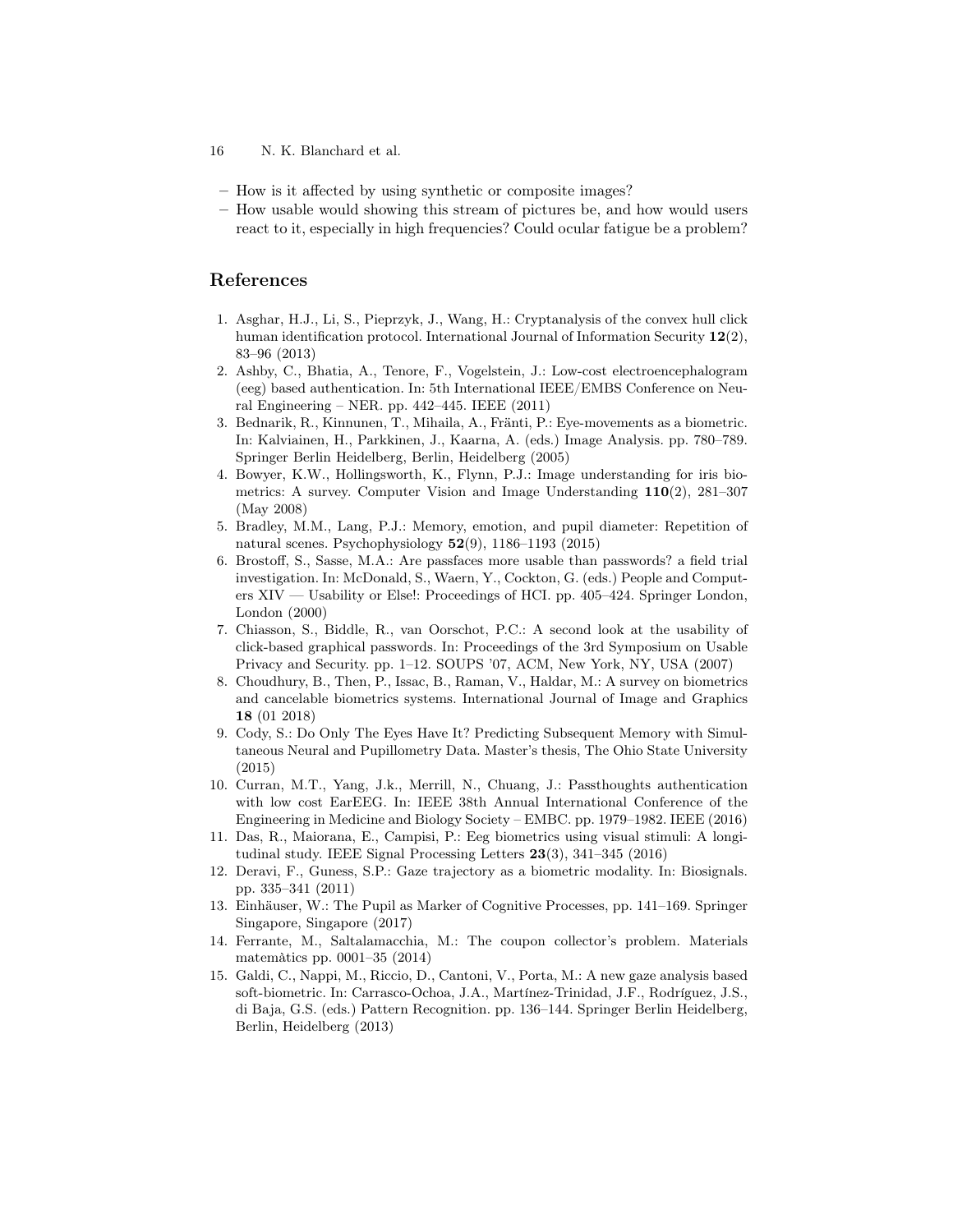- How is it affected by using synthetic or composite images?
- How usable would showing this stream of pictures be, and how would users react to it, especially in high frequencies? Could ocular fatigue be a problem?

## References

1. Asghar, H.J., Li, S., Pieprzyk, J., Wang, H.: Cryptanalysis of the convex hull click human identification protocol. International Journal of Information Security **12**(2), 83–96 (2013)
2. Ashby, C., Bhatia, A., Tenore, F., Vogelstein, J.: Low-cost electroencephalogram (eeg) based authentication. In: 5th International IEEE/EMBS Conference on Neural Engineering – NER. pp. 442–445. IEEE (2011)
3. Bednarik, R., Kinnunen, T., Mihaila, A., Fränti, P.: Eye-movements as a biometric. In: Kalviainen, H., Parkkinen, J., Kaarna, A. (eds.) Image Analysis. pp. 780–789. Springer Berlin Heidelberg, Berlin, Heidelberg (2005)
4. Bowyer, K.W., Hollingsworth, K., Flynn, P.J.: Image understanding for iris biometrics: A survey. Computer Vision and Image Understanding **110**(2), 281–307 (May 2008)
5. Bradley, M.M., Lang, P.J.: Memory, emotion, and pupil diameter: Repetition of natural scenes. Psychophysiology **52**(9), 1186–1193 (2015)
6. Brostoff, S., Sasse, M.A.: Are passfaces more usable than passwords? a field trial investigation. In: McDonald, S., Waern, Y., Cockton, G. (eds.) People and Computers XIV — Usability or Else!: Proceedings of HCI. pp. 405–424. Springer London, London (2000)
7. Chiasson, S., Biddle, R., van Oorschot, P.C.: A second look at the usability of click-based graphical passwords. In: Proceedings of the 3rd Symposium on Usable Privacy and Security. pp. 1–12. SOUPS '07, ACM, New York, NY, USA (2007)
8. Choudhury, B., Then, P., Issac, B., Raman, V., Haldar, M.: A survey on biometrics and cancelable biometrics systems. International Journal of Image and Graphics **18** (01 2018)
9. Cody, S.: Do Only The Eyes Have It? Predicting Subsequent Memory with Simultaneous Neural and Pupillometry Data. Master's thesis, The Ohio State University (2015)
10. Curran, M.T., Yang, J.k., Merrill, N., Chuang, J.: Passthoughts authentication with low cost EarEEG. In: IEEE 38th Annual International Conference of the Engineering in Medicine and Biology Society – EMBC. pp. 1979–1982. IEEE (2016)
11. Das, R., Maiorana, E., Campisi, P.: Eeg biometrics using visual stimuli: A longitudinal study. IEEE Signal Processing Letters **23**(3), 341–345 (2016)
12. Deravi, F., Guness, S.P.: Gaze trajectory as a biometric modality. In: Biosignals. pp. 335–341 (2011)
13. Einhäuser, W.: The Pupil as Marker of Cognitive Processes, pp. 141–169. Springer Singapore, Singapore (2017)
14. Ferrante, M., Saltalamacchia, M.: The coupon collector's problem. Materials matemàtics pp. 0001–35 (2014)
15. Galdi, C., Nappi, M., Riccio, D., Cantoni, V., Porta, M.: A new gaze analysis based soft-biometric. In: Carrasco-Ochoa, J.A., Martínez-Trinidad, J.F., Rodríguez, J.S., di Baja, G.S. (eds.) Pattern Recognition. pp. 136–144. Springer Berlin Heidelberg, Berlin, Heidelberg (2013)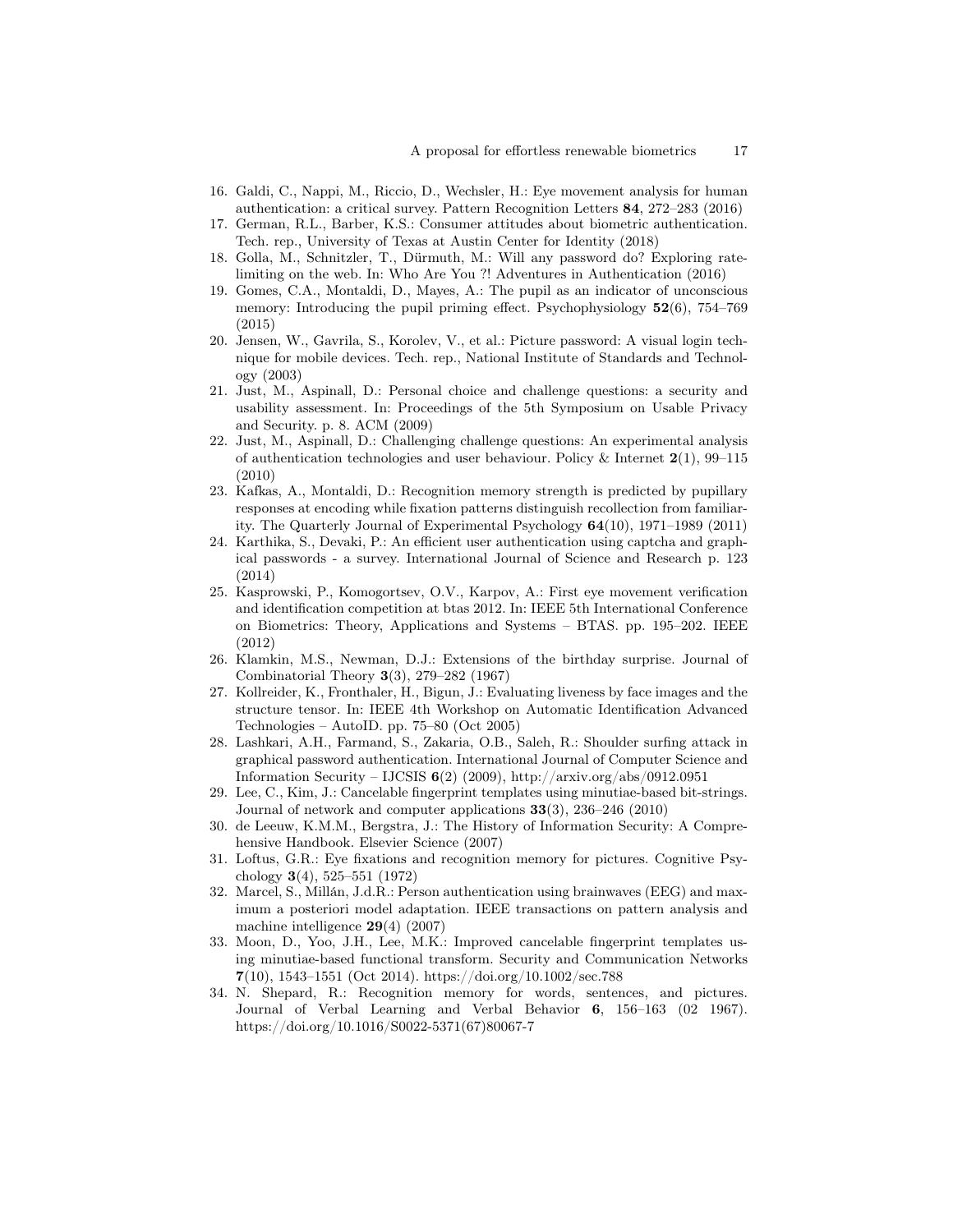16. Galdi, C., Nappi, M., Riccio, D., Wechsler, H.: Eye movement analysis for human authentication: a critical survey. Pattern Recognition Letters **84**, 272–283 (2016)
17. German, R.L., Barber, K.S.: Consumer attitudes about biometric authentication. Tech. rep., University of Texas at Austin Center for Identity (2018)
18. Golla, M., Schnitzler, T., Dürmuth, M.: Will any password do? Exploring rate-limiting on the web. In: Who Are You ?! Adventures in Authentication (2016)
19. Gomes, C.A., Montaldi, D., Mayes, A.: The pupil as an indicator of unconscious memory: Introducing the pupil priming effect. Psychophysiology **52**(6), 754–769 (2015)
20. Jensen, W., Gavrila, S., Korolev, V., et al.: Picture password: A visual login technique for mobile devices. Tech. rep., National Institute of Standards and Technology (2003)
21. Just, M., Aspinall, D.: Personal choice and challenge questions: a security and usability assessment. In: Proceedings of the 5th Symposium on Usable Privacy and Security. p. 8. ACM (2009)
22. Just, M., Aspinall, D.: Challenging challenge questions: An experimental analysis of authentication technologies and user behaviour. Policy & Internet **2**(1), 99–115 (2010)
23. Kafkas, A., Montaldi, D.: Recognition memory strength is predicted by pupillary responses at encoding while fixation patterns distinguish recollection from familiarity. The Quarterly Journal of Experimental Psychology **64**(10), 1971–1989 (2011)
24. Karthika, S., Devaki, P.: An efficient user authentication using captcha and graphical passwords - a survey. International Journal of Science and Research p. 123 (2014)
25. Kasprowski, P., Komogortsev, O.V., Karpov, A.: First eye movement verification and identification competition at btas 2012. In: IEEE 5th International Conference on Biometrics: Theory, Applications and Systems – BTAS. pp. 195–202. IEEE (2012)
26. Klamkin, M.S., Newman, D.J.: Extensions of the birthday surprise. Journal of Combinatorial Theory **3**(3), 279–282 (1967)
27. Kollreider, K., Fronthaler, H., Bigun, J.: Evaluating liveness by face images and the structure tensor. In: IEEE 4th Workshop on Automatic Identification Advanced Technologies – AutoID. pp. 75–80 (Oct 2005)
28. Lashkari, A.H., Farmand, S., Zakaria, O.B., Saleh, R.: Shoulder surfing attack in graphical password authentication. International Journal of Computer Science and Information Security – IJCSIS **6**(2) (2009), http://arxiv.org/abs/0912.0951
29. Lee, C., Kim, J.: Cancelable fingerprint templates using minutiae-based bit-strings. Journal of network and computer applications **33**(3), 236–246 (2010)
30. de Leeuw, K.M.M., Bergstra, J.: The History of Information Security: A Comprehensive Handbook. Elsevier Science (2007)
31. Loftus, G.R.: Eye fixations and recognition memory for pictures. Cognitive Psychology **3**(4), 525–551 (1972)
32. Marcel, S., Millán, J.d.R.: Person authentication using brainwaves (EEG) and maximum a posteriori model adaptation. IEEE transactions on pattern analysis and machine intelligence **29**(4) (2007)
33. Moon, D., Yoo, J.H., Lee, M.K.: Improved cancelable fingerprint templates using minutiae-based functional transform. Security and Communication Networks **7**(10), 1543–1551 (Oct 2014). https://doi.org/10.1002/sec.788
34. N. Shepard, R.: Recognition memory for words, sentences, and pictures. Journal of Verbal Learning and Verbal Behavior **6**, 156–163 (02 1967). https://doi.org/10.1016/S0022-5371(67)80067-7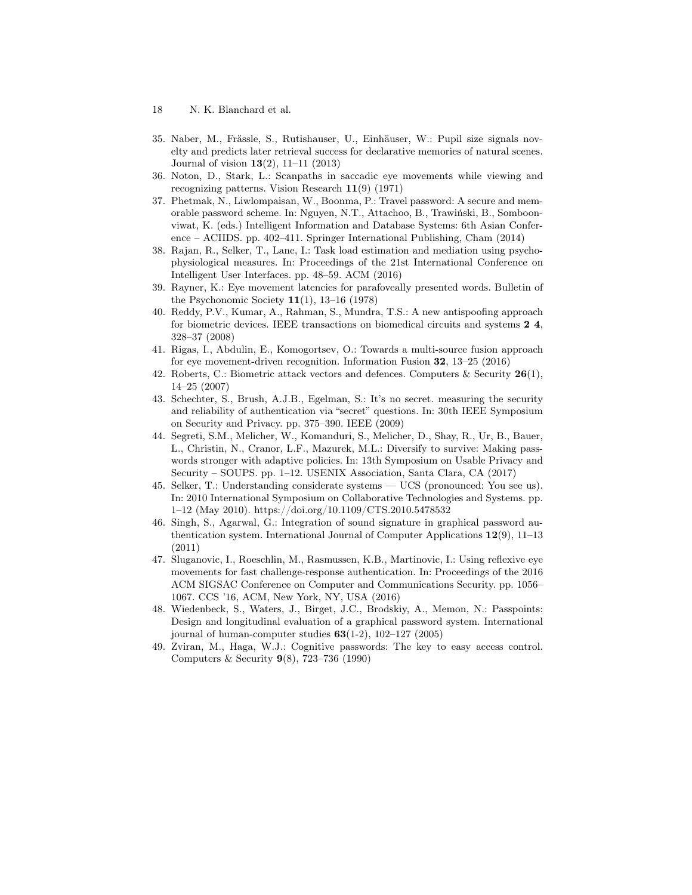35. Naber, M., Frässle, S., Rutishauser, U., Einhäuser, W.: Pupil size signals novelty and predicts later retrieval success for declarative memories of natural scenes. Journal of vision **13**(2), 11–11 (2013)
36. Noton, D., Stark, L.: Scanpaths in saccadic eye movements while viewing and recognizing patterns. Vision Research **11**(9) (1971)
37. Phetmak, N., Liwlompaisan, W., Boonma, P.: Travel password: A secure and memorable password scheme. In: Nguyen, N.T., Attachoo, B., Trawiński, B., Somboonviwat, K. (eds.) Intelligent Information and Database Systems: 6th Asian Conference – ACIIDS. pp. 402–411. Springer International Publishing, Cham (2014)
38. Rajan, R., Selker, T., Lane, I.: Task load estimation and mediation using psychophysiological measures. In: Proceedings of the 21st International Conference on Intelligent User Interfaces. pp. 48–59. ACM (2016)
39. Rayner, K.: Eye movement latencies for parafoveally presented words. Bulletin of the Psychonomic Society **11**(1), 13–16 (1978)
40. Reddy, P.V., Kumar, A., Rahman, S., Mundra, T.S.: A new antispoofing approach for biometric devices. IEEE transactions on biomedical circuits and systems **2 4**, 328–37 (2008)
41. Rigas, I., Abdulin, E., Komogortsev, O.: Towards a multi-source fusion approach for eye movement-driven recognition. Information Fusion **32**, 13–25 (2016)
42. Roberts, C.: Biometric attack vectors and defences. Computers & Security **26**(1), 14–25 (2007)
43. Schechter, S., Brush, A.J.B., Egelman, S.: It's no secret. measuring the security and reliability of authentication via "secret" questions. In: 30th IEEE Symposium on Security and Privacy. pp. 375–390. IEEE (2009)
44. Segreti, S.M., Melicher, W., Komanduri, S., Melicher, D., Shay, R., Ur, B., Bauer, L., Christin, N., Cranor, L.F., Mazurek, M.L.: Diversify to survive: Making passwords stronger with adaptive policies. In: 13th Symposium on Usable Privacy and Security – SOUPS. pp. 1–12. USENIX Association, Santa Clara, CA (2017)
45. Selker, T.: Understanding considerate systems — UCS (pronounced: You see us). In: 2010 International Symposium on Collaborative Technologies and Systems. pp. 1–12 (May 2010). https://doi.org/10.1109/CTS.2010.5478532
46. Singh, S., Agarwal, G.: Integration of sound signature in graphical password authentication system. International Journal of Computer Applications **12**(9), 11–13 (2011)
47. Sluganovic, I., Roeschlin, M., Rasmussen, K.B., Martinovic, I.: Using reflexive eye movements for fast challenge-response authentication. In: Proceedings of the 2016 ACM SIGSAC Conference on Computer and Communications Security. pp. 1056–1067. CCS '16, ACM, New York, NY, USA (2016)
48. Wiedenbeck, S., Waters, J., Birget, J.C., Brodskiy, A., Memon, N.: Passpoints: Design and longitudinal evaluation of a graphical password system. International journal of human-computer studies **63**(1-2), 102–127 (2005)
49. Zviran, M., Haga, W.J.: Cognitive passwords: The key to easy access control. Computers & Security **9**(8), 723–736 (1990)